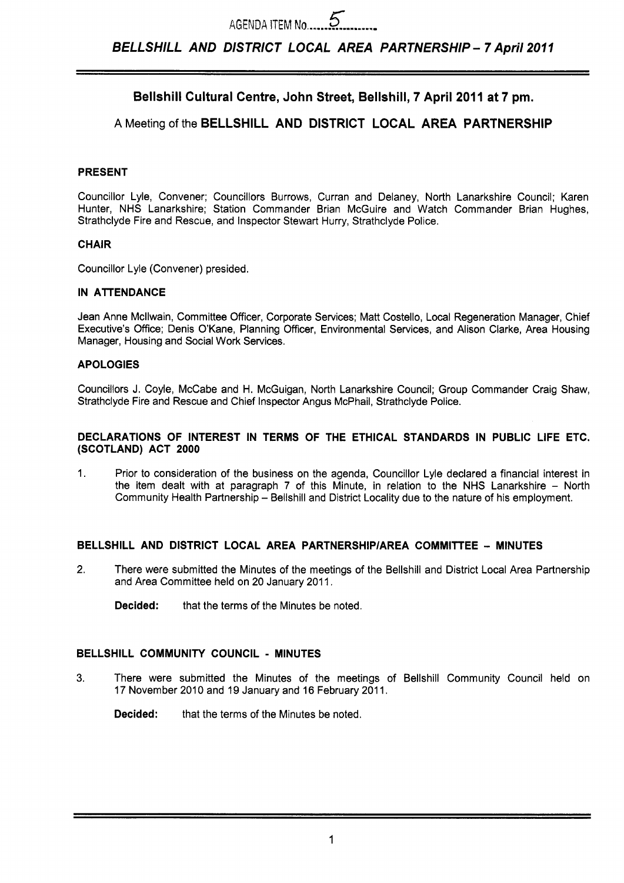AGENDA ITEM No. 5

# BELLSHILL AND DISTRICT LOCAL AREA PARTNERSHIP – 7 April 2011

## Bellshill Cultural Centre, John Street, Bellshill, 7 April 2011 at 7 pm.

A Meeting of the **BELLSHILL AND DISTRICT LOCAL AREA PARTNERSHIP**

### PRESENT

Councillor Lyle, Convener; Councillors Burrows, Curran and Delaney, North Lanarkshire Council; Karen Hunter, NHS Lanarkshire; Station Commander Brian McGuire and Watch Commander Brian Hughes, Strathclyde Fire and Rescue, and Inspector Stewart Hurry, Strathclyde Police.

### CHAIR

Councillor Lyle (Convener) presided.

### IN ATTENDANCE

Jean Anne Mcllwain, Committee Officer, Corporate Services; Matt Costello, Local Regeneration Manager, Chief Executive's Office; Denis O'Kane, Planning Officer, Environmental Services, and Alison Clarke, Area Housing Manager, Housing and Social Work Services.

### APOLOGIES

Councillors J. Coyle, McCabe and H. McGuigan, North Lanarkshire Council; Group Commander Craig Shaw, Strathclyde Fire and Rescue and Chief Inspector Angus McPhail, Strathclyde Police.

### DECLARATIONS OF INTEREST IN TERMS OF THE ETHICAL STANDARDS IN PUBLIC LIFE ETC. (SCOTLAND) ACT 2000

1. Prior to consideration of the business on the agenda, Councillor Lyle declared a financial interest in the item dealt with at paragraph 7 of this Minute, in relation to the NHS Lanarkshire – North Community Health Partnership – Bellshill and District Locality due to the nature of his employment.

### BELLSHILL AND DISTRICT LOCAL AREA PARTNERSHIP/AREA COMMITTEE – MINUTES

2. There were submitted the Minutes of the meetings of the Bellshill and District Local Area Partnership and Area Committee held on 20 January 2011.

   **Decided:** that the terms of the Minutes be noted.

### BELLSHILL COMMUNITY COUNCIL - MINUTES

3. There were submitted the Minutes of the meetings of Bellshill Community Council held on 17 November 2010 and 19 January and 16 February 2011.

   **Decided:** that the terms of the Minutes be noted.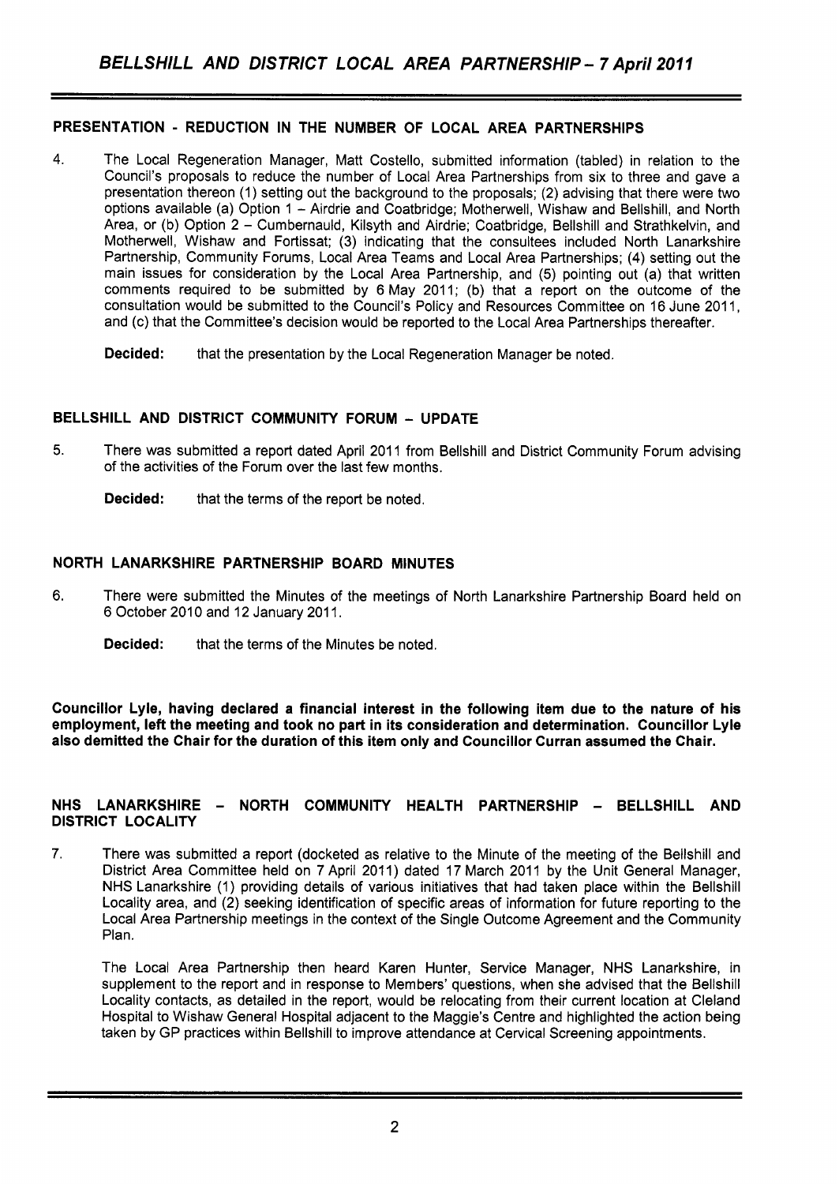## PRESENTATION - REDUCTION IN THE NUMBER OF LOCAL AREA PARTNERSHIPS

4. The Local Regeneration Manager, Matt Costello, submitted information (tabled) in relation to the Council's proposals to reduce the number of Local Area Partnerships from six to three and gave a presentation thereon (1) setting out the background to the proposals; (2) advising that there were two options available (a) Option 1 – Airdrie and Coatbridge; Motherwell, Wishaw and Bellshill, and North Area, or (b) Option 2 – Cumbernauld, Kilsyth and Airdrie; Coatbridge, Bellshill and Strathkelvin, and Motherwell, Wishaw and Fortissat; (3) indicating that the consultees included North Lanarkshire Partnership, Community Forums, Local Area Teams and Local Area Partnerships; (4) setting out the main issues for consideration by the Local Area Partnership, and (5) pointing out (a) that written comments required to be submitted by 6 May 2011; (b) that a report on the outcome of the consultation would be submitted to the Council's Policy and Resources Committee on 16 June 2011, and (c) that the Committee's decision would be reported to the Local Area Partnerships thereafter.

**Decided:** that the presentation by the Local Regeneration Manager be noted.

## BELLSHILL AND DISTRICT COMMUNITY FORUM – UPDATE

5. There was submitted a report dated April 2011 from Bellshill and District Community Forum advising of the activities of the Forum over the last few months.

**Decided:** that the terms of the report be noted.

## NORTH LANARKSHIRE PARTNERSHIP BOARD MINUTES

6. There were submitted the Minutes of the meetings of North Lanarkshire Partnership Board held on 6 October 2010 and 12 January 2011.

**Decided:** that the terms of the Minutes be noted.

**Councillor Lyle, having declared a financial interest in the following item due to the nature of his employment, left the meeting and took no part in its consideration and determination. Councillor Lyle also demitted the Chair for the duration of this item only and Councillor Curran assumed the Chair.**

## NHS LANARKSHIRE – NORTH COMMUNITY HEALTH PARTNERSHIP – BELLSHILL AND DISTRICT LOCALITY

7. There was submitted a report (docketed as relative to the Minute of the meeting of the Bellshill and District Area Committee held on 7 April 2011) dated 17 March 2011 by the Unit General Manager, NHS Lanarkshire (1) providing details of various initiatives that had taken place within the Bellshill Locality area, and (2) seeking identification of specific areas of information for future reporting to the Local Area Partnership meetings in the context of the Single Outcome Agreement and the Community Plan.

The Local Area Partnership then heard Karen Hunter, Service Manager, NHS Lanarkshire, in supplement to the report and in response to Members' questions, when she advised that the Bellshill Locality contacts, as detailed in the report, would be relocating from their current location at Cleland Hospital to Wishaw General Hospital adjacent to the Maggie's Centre and highlighted the action being taken by GP practices within Bellshill to improve attendance at Cervical Screening appointments.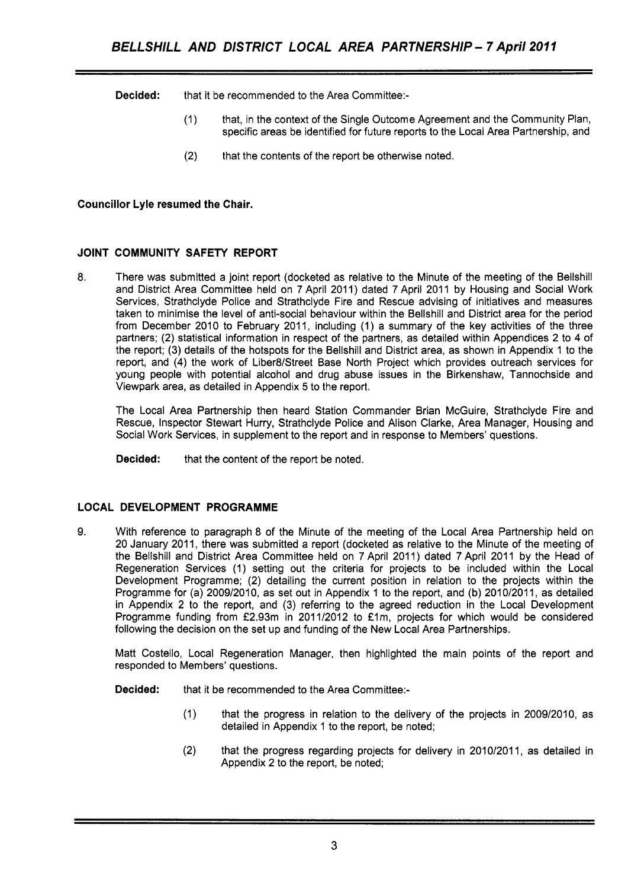**Decided:** that it be recommended to the Area Committee:-

(1) that, in the context of the Single Outcome Agreement and the Community Plan, specific areas be identified for future reports to the Local Area Partnership, and

(2) that the contents of the report be otherwise noted.

**Councillor Lyle resumed the Chair.**

## JOINT COMMUNITY SAFETY REPORT

8. There was submitted a joint report (docketed as relative to the Minute of the meeting of the Bellshill and District Area Committee held on 7 April 2011) dated 7 April 2011 by Housing and Social Work Services, Strathclyde Police and Strathclyde Fire and Rescue advising of initiatives and measures taken to minimise the level of anti-social behaviour within the Bellshill and District area for the period from December 2010 to February 2011, including (1) a summary of the key activities of the three partners; (2) statistical information in respect of the partners, as detailed within Appendices 2 to 4 of the report; (3) details of the hotspots for the Bellshill and District area, as shown in Appendix 1 to the report, and (4) the work of Liber8/Street Base North Project which provides outreach services for young people with potential alcohol and drug abuse issues in the Birkenshaw, Tannochside and Viewpark area, as detailed in Appendix 5 to the report.

The Local Area Partnership then heard Station Commander Brian McGuire, Strathclyde Fire and Rescue, Inspector Stewart Hurry, Strathclyde Police and Alison Clarke, Area Manager, Housing and Social Work Services, in supplement to the report and in response to Members' questions.

**Decided:** that the content of the report be noted.

## LOCAL DEVELOPMENT PROGRAMME

9. With reference to paragraph 8 of the Minute of the meeting of the Local Area Partnership held on 20 January 2011, there was submitted a report (docketed as relative to the Minute of the meeting of the Bellshill and District Area Committee held on 7 April 2011) dated 7 April 2011 by the Head of Regeneration Services (1) setting out the criteria for projects to be included within the Local Development Programme; (2) detailing the current position in relation to the projects within the Programme for (a) 2009/2010, as set out in Appendix 1 to the report, and (b) 2010/2011, as detailed in Appendix 2 to the report, and (3) referring to the agreed reduction in the Local Development Programme funding from £2.93m in 2011/2012 to £1m, projects for which would be considered following the decision on the set up and funding of the New Local Area Partnerships.

Matt Costello, Local Regeneration Manager, then highlighted the main points of the report and responded to Members' questions.

**Decided:** that it be recommended to the Area Committee:-

(1) that the progress in relation to the delivery of the projects in 2009/2010, as detailed in Appendix 1 to the report, be noted;

(2) that the progress regarding projects for delivery in 2010/2011, as detailed in Appendix 2 to the report, be noted;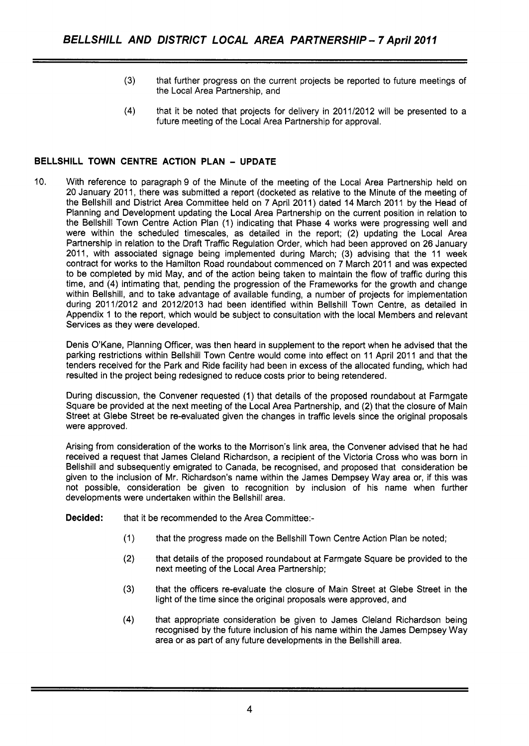(3) that further progress on the current projects be reported to future meetings of the Local Area Partnership, and

(4) that it be noted that projects for delivery in 2011/2012 will be presented to a future meeting of the Local Area Partnership for approval.

## BELLSHILL TOWN CENTRE ACTION PLAN – UPDATE

10. With reference to paragraph 9 of the Minute of the meeting of the Local Area Partnership held on 20 January 2011, there was submitted a report (docketed as relative to the Minute of the meeting of the Bellshill and District Area Committee held on 7 April 2011) dated 14 March 2011 by the Head of Planning and Development updating the Local Area Partnership on the current position in relation to the Bellshill Town Centre Action Plan (1) indicating that Phase 4 works were progressing well and were within the scheduled timescales, as detailed in the report; (2) updating the Local Area Partnership in relation to the Draft Traffic Regulation Order, which had been approved on 26 January 2011, with associated signage being implemented during March; (3) advising that the 11 week contract for works to the Hamilton Road roundabout commenced on 7 March 2011 and was expected to be completed by mid May, and of the action being taken to maintain the flow of traffic during this time, and (4) intimating that, pending the progression of the Frameworks for the growth and change within Bellshill, and to take advantage of available funding, a number of projects for implementation during 2011/2012 and 2012/2013 had been identified within Bellshill Town Centre, as detailed in Appendix 1 to the report, which would be subject to consultation with the local Members and relevant Services as they were developed.

Denis O'Kane, Planning Officer, was then heard in supplement to the report when he advised that the parking restrictions within Bellshill Town Centre would come into effect on 11 April 2011 and that the tenders received for the Park and Ride facility had been in excess of the allocated funding, which had resulted in the project being redesigned to reduce costs prior to being retendered.

During discussion, the Convener requested (1) that details of the proposed roundabout at Farmgate Square be provided at the next meeting of the Local Area Partnership, and (2) that the closure of Main Street at Glebe Street be re-evaluated given the changes in traffic levels since the original proposals were approved.

Arising from consideration of the works to the Morrison's link area, the Convener advised that he had received a request that James Cleland Richardson, a recipient of the Victoria Cross who was born in Bellshill and subsequently emigrated to Canada, be recognised, and proposed that consideration be given to the inclusion of Mr. Richardson's name within the James Dempsey Way area or, if this was not possible, consideration be given to recognition by inclusion of his name when further developments were undertaken within the Bellshill area.

**Decided:** that it be recommended to the Area Committee:-

(1) that the progress made on the Bellshill Town Centre Action Plan be noted;

(2) that details of the proposed roundabout at Farmgate Square be provided to the next meeting of the Local Area Partnership;

(3) that the officers re-evaluate the closure of Main Street at Glebe Street in the light of the time since the original proposals were approved, and

(4) that appropriate consideration be given to James Cleland Richardson being recognised by the future inclusion of his name within the James Dempsey Way area or as part of any future developments in the Bellshill area.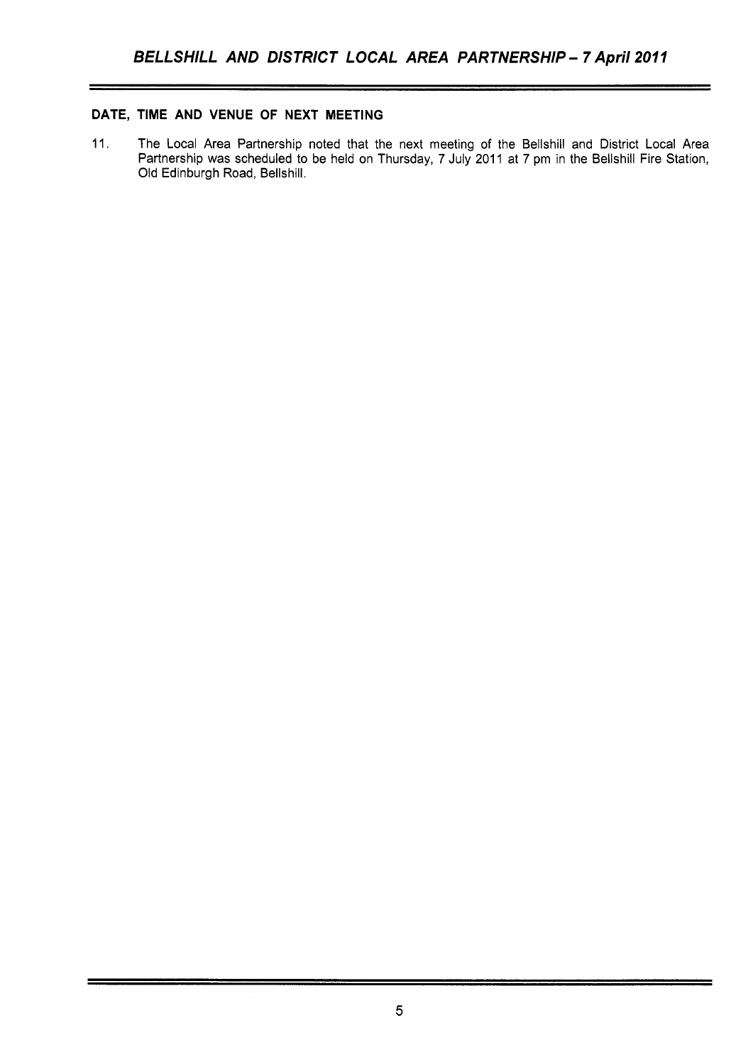## DATE, TIME AND VENUE OF NEXT MEETING

11. The Local Area Partnership noted that the next meeting of the Bellshill and District Local Area Partnership was scheduled to be held on Thursday, 7 July 2011 at 7 pm in the Bellshill Fire Station, Old Edinburgh Road, Bellshill.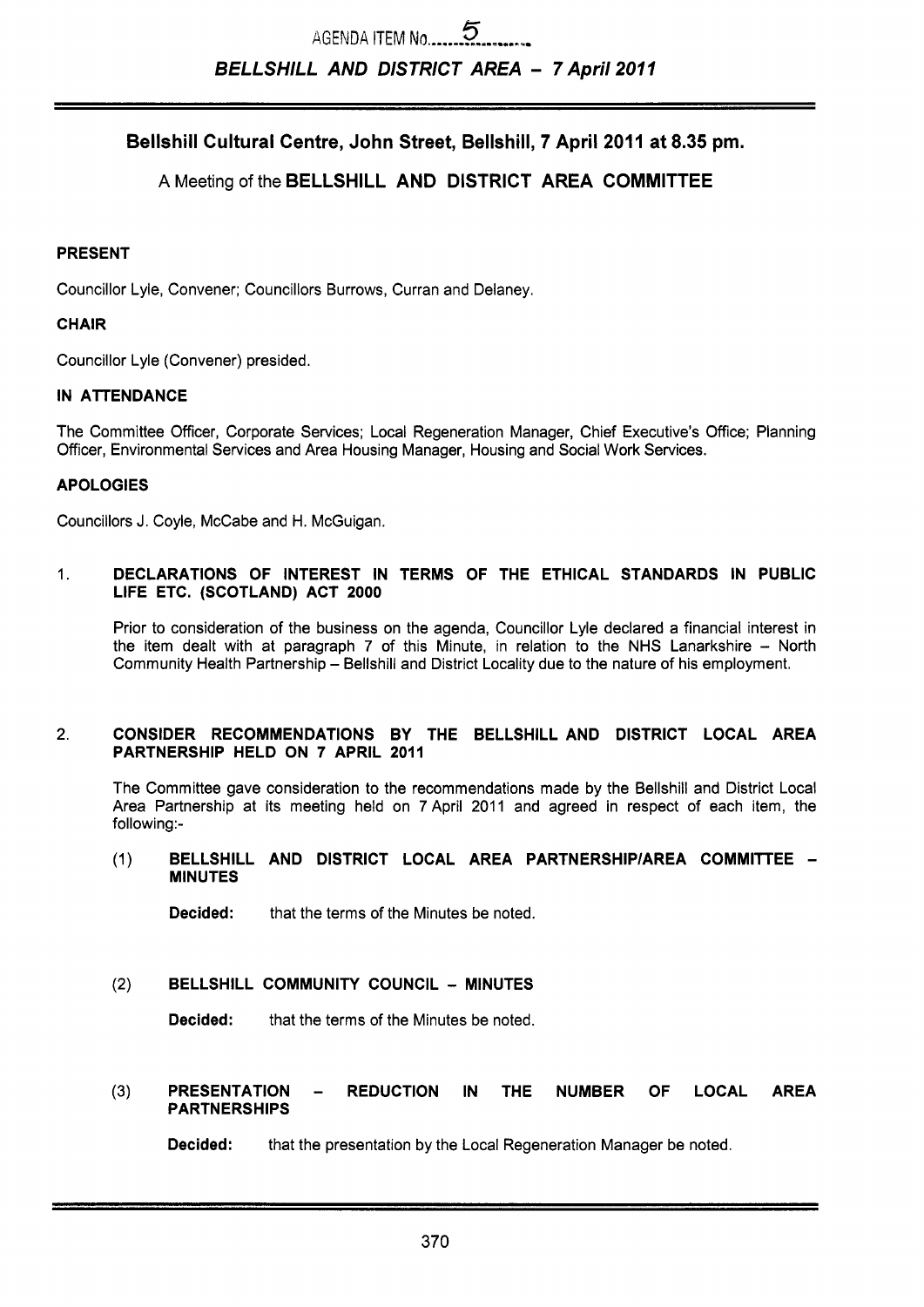AGENDA ITEM No. 5

**BELLSHILL AND DISTRICT AREA – 7 April 2011**

## Bellshill Cultural Centre, John Street, Bellshill, 7 April 2011 at 8.35 pm.

A Meeting of the **BELLSHILL AND DISTRICT AREA COMMITTEE**

### PRESENT

Councillor Lyle, Convener; Councillors Burrows, Curran and Delaney.

### CHAIR

Councillor Lyle (Convener) presided.

### IN ATTENDANCE

The Committee Officer, Corporate Services; Local Regeneration Manager, Chief Executive's Office; Planning Officer, Environmental Services and Area Housing Manager, Housing and Social Work Services.

### APOLOGIES

Councillors J. Coyle, McCabe and H. McGuigan.

1. **DECLARATIONS OF INTEREST IN TERMS OF THE ETHICAL STANDARDS IN PUBLIC LIFE ETC. (SCOTLAND) ACT 2000**

   Prior to consideration of the business on the agenda, Councillor Lyle declared a financial interest in the item dealt with at paragraph 7 of this Minute, in relation to the NHS Lanarkshire – North Community Health Partnership – Bellshill and District Locality due to the nature of his employment.

2. **CONSIDER RECOMMENDATIONS BY THE BELLSHILL AND DISTRICT LOCAL AREA PARTNERSHIP HELD ON 7 APRIL 2011**

   The Committee gave consideration to the recommendations made by the Bellshill and District Local Area Partnership at its meeting held on 7 April 2011 and agreed in respect of each item, the following:-

   (1) **BELLSHILL AND DISTRICT LOCAL AREA PARTNERSHIP/AREA COMMITTEE – MINUTES**

   **Decided:** that the terms of the Minutes be noted.

   (2) **BELLSHILL COMMUNITY COUNCIL – MINUTES**

   **Decided:** that the terms of the Minutes be noted.

   (3) **PRESENTATION – REDUCTION IN THE NUMBER OF LOCAL AREA PARTNERSHIPS**

   **Decided:** that the presentation by the Local Regeneration Manager be noted.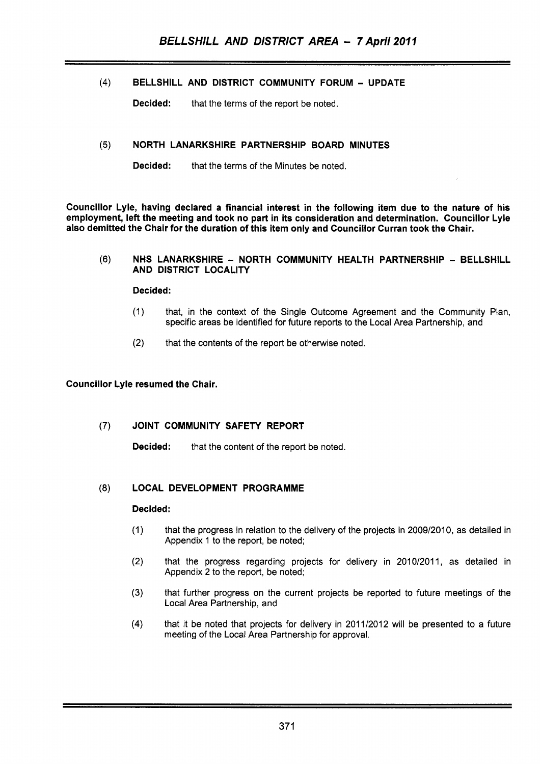(4) **BELLSHILL AND DISTRICT COMMUNITY FORUM – UPDATE**

**Decided:** that the terms of the report be noted.

(5) **NORTH LANARKSHIRE PARTNERSHIP BOARD MINUTES**

**Decided:** that the terms of the Minutes be noted.

**Councillor Lyle, having declared a financial interest in the following item due to the nature of his employment, left the meeting and took no part in its consideration and determination. Councillor Lyle also demitted the Chair for the duration of this item only and Councillor Curran took the Chair.**

(6) **NHS LANARKSHIRE – NORTH COMMUNITY HEALTH PARTNERSHIP – BELLSHILL AND DISTRICT LOCALITY**

**Decided:**

(1) that, in the context of the Single Outcome Agreement and the Community Plan, specific areas be identified for future reports to the Local Area Partnership, and

(2) that the contents of the report be otherwise noted.

**Councillor Lyle resumed the Chair.**

(7) **JOINT COMMUNITY SAFETY REPORT**

**Decided:** that the content of the report be noted.

(8) **LOCAL DEVELOPMENT PROGRAMME**

**Decided:**

(1) that the progress in relation to the delivery of the projects in 2009/2010, as detailed in Appendix 1 to the report, be noted;

(2) that the progress regarding projects for delivery in 2010/2011, as detailed in Appendix 2 to the report, be noted;

(3) that further progress on the current projects be reported to future meetings of the Local Area Partnership, and

(4) that it be noted that projects for delivery in 2011/2012 will be presented to a future meeting of the Local Area Partnership for approval.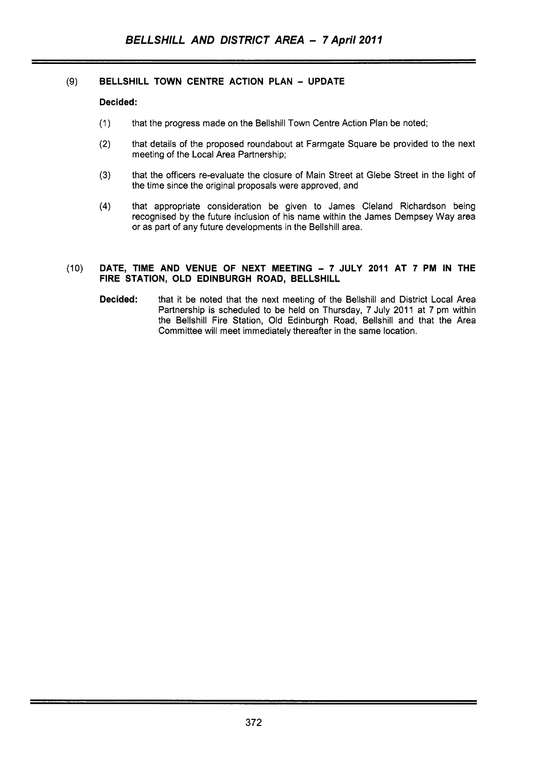## (9) BELLSHILL TOWN CENTRE ACTION PLAN – UPDATE

**Decided:**

(1) that the progress made on the Bellshill Town Centre Action Plan be noted;

(2) that details of the proposed roundabout at Farmgate Square be provided to the next meeting of the Local Area Partnership;

(3) that the officers re-evaluate the closure of Main Street at Glebe Street in the light of the time since the original proposals were approved, and

(4) that appropriate consideration be given to James Cleland Richardson being recognised by the future inclusion of his name within the James Dempsey Way area or as part of any future developments in the Bellshill area.

## (10) DATE, TIME AND VENUE OF NEXT MEETING – 7 JULY 2011 AT 7 PM IN THE FIRE STATION, OLD EDINBURGH ROAD, BELLSHILL

**Decided:** that it be noted that the next meeting of the Bellshill and District Local Area Partnership is scheduled to be held on Thursday, 7 July 2011 at 7 pm within the Bellshill Fire Station, Old Edinburgh Road, Bellshill and that the Area Committee will meet immediately thereafter in the same location.